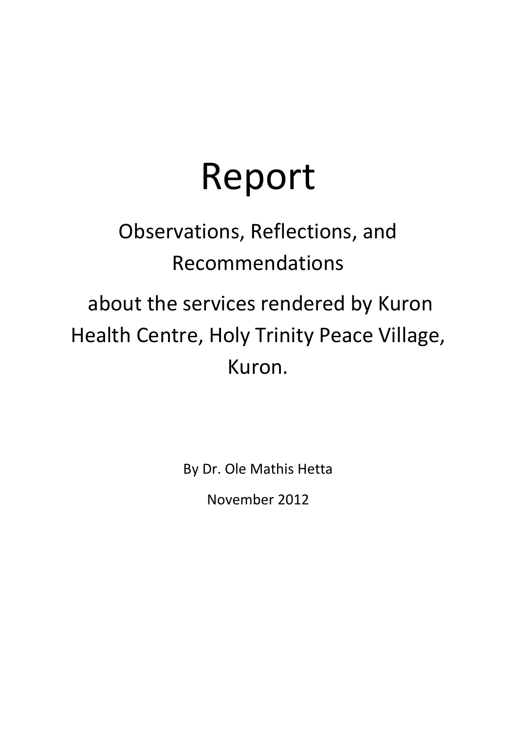# Report

## Observations, Reflections, and Recommendations

## about the services rendered by Kuron Health Centre, Holy Trinity Peace Village, Kuron.

By Dr. Ole Mathis Hetta

November 2012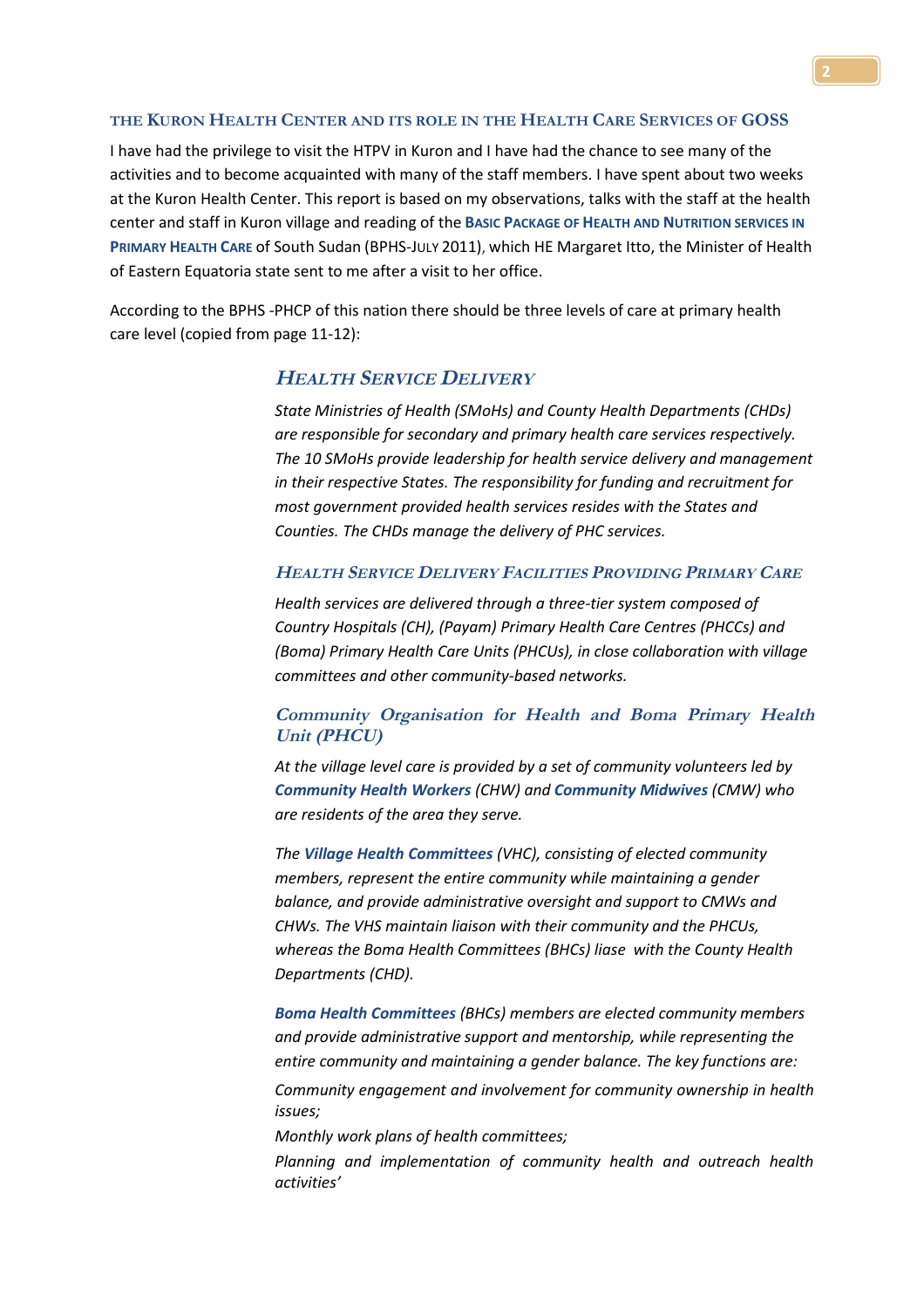## The Kuron Health Center and its role in the Health Care Services of GOSS

I have had the privilege to visit the HTPV in Kuron and I have had the chance to see many of the activities and to become acquainted with many of the staff members. I have spent about two weeks at the Kuron Health Center. This report is based on my observations, talks with the staff at the health center and staff in Kuron village and reading of the **Basic Package of Health and Nutrition services in Primary Health Care** of South Sudan (BPHS-July 2011), which HE Margaret Itto, the Minister of Health of Eastern Equatoria state sent to me after a visit to her office.

According to the BPHS -PHCP of this nation there should be three levels of care at primary health care level (copied from page 11-12):

> ### *Health Service Delivery*
>
> *State Ministries of Health (SMoHs) and County Health Departments (CHDs) are responsible for secondary and primary health care services respectively. The 10 SMoHs provide leadership for health service delivery and management in their respective States. The responsibility for funding and recruitment for most government provided health services resides with the States and Counties. The CHDs manage the delivery of PHC services.*
>
> #### *Health Service Delivery Facilities Providing Primary Care*
>
> *Health services are delivered through a three-tier system composed of Country Hospitals (CH), (Payam) Primary Health Care Centres (PHCCs) and (Boma) Primary Health Care Units (PHCUs), in close collaboration with village committees and other community-based networks.*
>
> #### *Community Organisation for Health and Boma Primary Health Unit (PHCU)*
>
> *At the village level care is provided by a set of community volunteers led by* ***Community Health Workers*** *(CHW) and* ***Community Midwives*** *(CMW) who are residents of the area they serve.*
>
> *The* ***Village Health Committees*** *(VHC), consisting of elected community members, represent the entire community while maintaining a gender balance, and provide administrative oversight and support to CMWs and CHWs. The VHS maintain liaison with their community and the PHCUs, whereas the Boma Health Committees (BHCs) liase with the County Health Departments (CHD).*
>
> ***Boma Health Committees*** *(BHCs) members are elected community members and provide administrative support and mentorship, while representing the entire community and maintaining a gender balance. The key functions are:*
>
> *Community engagement and involvement for community ownership in health issues;*
>
> *Monthly work plans of health committees;*
>
> *Planning and implementation of community health and outreach health activities'*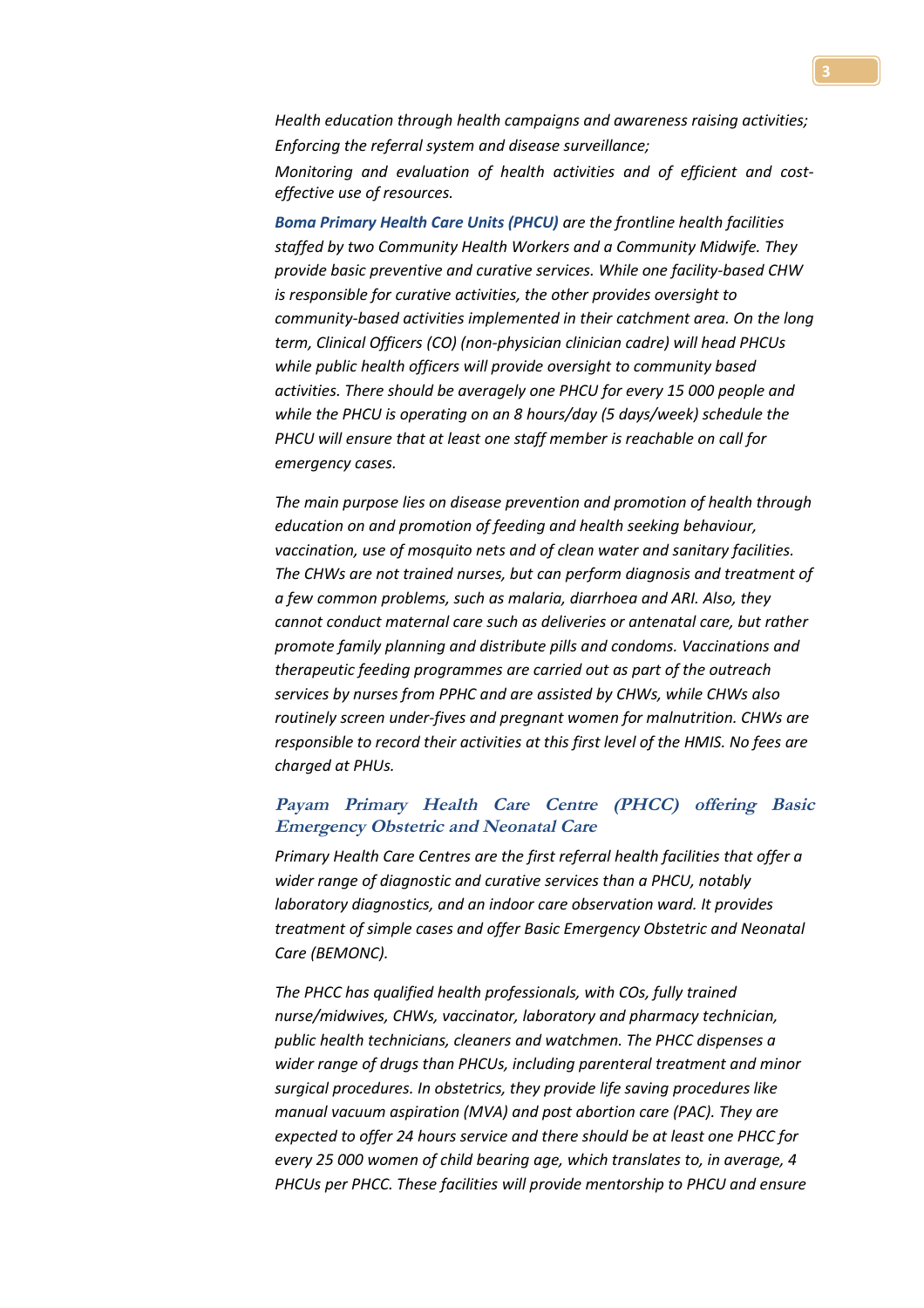*Health education through health campaigns and awareness raising activities;*

*Enforcing the referral system and disease surveillance;*

*Monitoring and evaluation of health activities and of efficient and cost-effective use of resources.*

***Boma Primary Health Care Units (PHCU)*** *are the frontline health facilities staffed by two Community Health Workers and a Community Midwife. They provide basic preventive and curative services. While one facility-based CHW is responsible for curative activities, the other provides oversight to community-based activities implemented in their catchment area. On the long term, Clinical Officers (CO) (non-physician clinician cadre) will head PHCUs while public health officers will provide oversight to community based activities. There should be averagely one PHCU for every 15 000 people and while the PHCU is operating on an 8 hours/day (5 days/week) schedule the PHCU will ensure that at least one staff member is reachable on call for emergency cases.*

*The main purpose lies on disease prevention and promotion of health through education on and promotion of feeding and health seeking behaviour, vaccination, use of mosquito nets and of clean water and sanitary facilities. The CHWs are not trained nurses, but can perform diagnosis and treatment of a few common problems, such as malaria, diarrhoea and ARI. Also, they cannot conduct maternal care such as deliveries or antenatal care, but rather promote family planning and distribute pills and condoms. Vaccinations and therapeutic feeding programmes are carried out as part of the outreach services by nurses from PPHC and are assisted by CHWs, while CHWs also routinely screen under-fives and pregnant women for malnutrition. CHWs are responsible to record their activities at this first level of the HMIS. No fees are charged at PHUs.*

### *Payam Primary Health Care Centre (PHCC) offering Basic Emergency Obstetric and Neonatal Care*

*Primary Health Care Centres are the first referral health facilities that offer a wider range of diagnostic and curative services than a PHCU, notably laboratory diagnostics, and an indoor care observation ward. It provides treatment of simple cases and offer Basic Emergency Obstetric and Neonatal Care (BEMONC).*

*The PHCC has qualified health professionals, with COs, fully trained nurse/midwives, CHWs, vaccinator, laboratory and pharmacy technician, public health technicians, cleaners and watchmen. The PHCC dispenses a wider range of drugs than PHCUs, including parenteral treatment and minor surgical procedures. In obstetrics, they provide life saving procedures like manual vacuum aspiration (MVA) and post abortion care (PAC). They are expected to offer 24 hours service and there should be at least one PHCC for every 25 000 women of child bearing age, which translates to, in average, 4 PHCUs per PHCC. These facilities will provide mentorship to PHCU and ensure*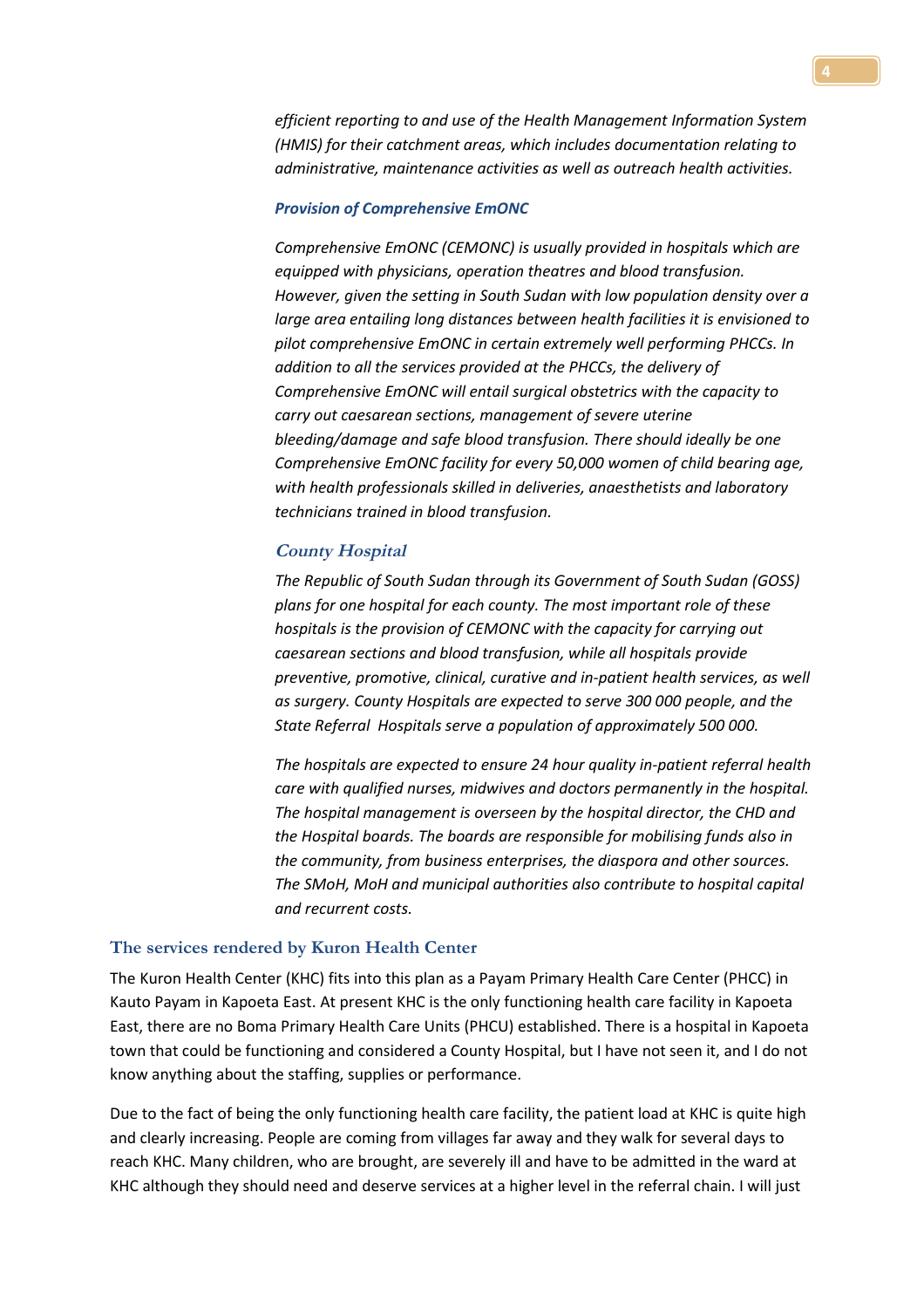*efficient reporting to and use of the Health Management Information System (HMIS) for their catchment areas, which includes documentation relating to administrative, maintenance activities as well as outreach health activities.*

#### *Provision of Comprehensive EmONC*

*Comprehensive EmONC (CEMONC) is usually provided in hospitals which are equipped with physicians, operation theatres and blood transfusion. However, given the setting in South Sudan with low population density over a large area entailing long distances between health facilities it is envisioned to pilot comprehensive EmONC in certain extremely well performing PHCCs. In addition to all the services provided at the PHCCs, the delivery of Comprehensive EmONC will entail surgical obstetrics with the capacity to carry out caesarean sections, management of severe uterine bleeding/damage and safe blood transfusion. There should ideally be one Comprehensive EmONC facility for every 50,000 women of child bearing age, with health professionals skilled in deliveries, anaesthetists and laboratory technicians trained in blood transfusion.*

### *County Hospital*

*The Republic of South Sudan through its Government of South Sudan (GOSS) plans for one hospital for each county. The most important role of these hospitals is the provision of CEMONC with the capacity for carrying out caesarean sections and blood transfusion, while all hospitals provide preventive, promotive, clinical, curative and in-patient health services, as well as surgery. County Hospitals are expected to serve 300 000 people, and the State Referral Hospitals serve a population of approximately 500 000.*

*The hospitals are expected to ensure 24 hour quality in-patient referral health care with qualified nurses, midwives and doctors permanently in the hospital. The hospital management is overseen by the hospital director, the CHD and the Hospital boards. The boards are responsible for mobilising funds also in the community, from business enterprises, the diaspora and other sources. The SMoH, MoH and municipal authorities also contribute to hospital capital and recurrent costs.*

## The services rendered by Kuron Health Center

The Kuron Health Center (KHC) fits into this plan as a Payam Primary Health Care Center (PHCC) in Kauto Payam in Kapoeta East. At present KHC is the only functioning health care facility in Kapoeta East, there are no Boma Primary Health Care Units (PHCU) established. There is a hospital in Kapoeta town that could be functioning and considered a County Hospital, but I have not seen it, and I do not know anything about the staffing, supplies or performance.

Due to the fact of being the only functioning health care facility, the patient load at KHC is quite high and clearly increasing. People are coming from villages far away and they walk for several days to reach KHC. Many children, who are brought, are severely ill and have to be admitted in the ward at KHC although they should need and deserve services at a higher level in the referral chain. I will just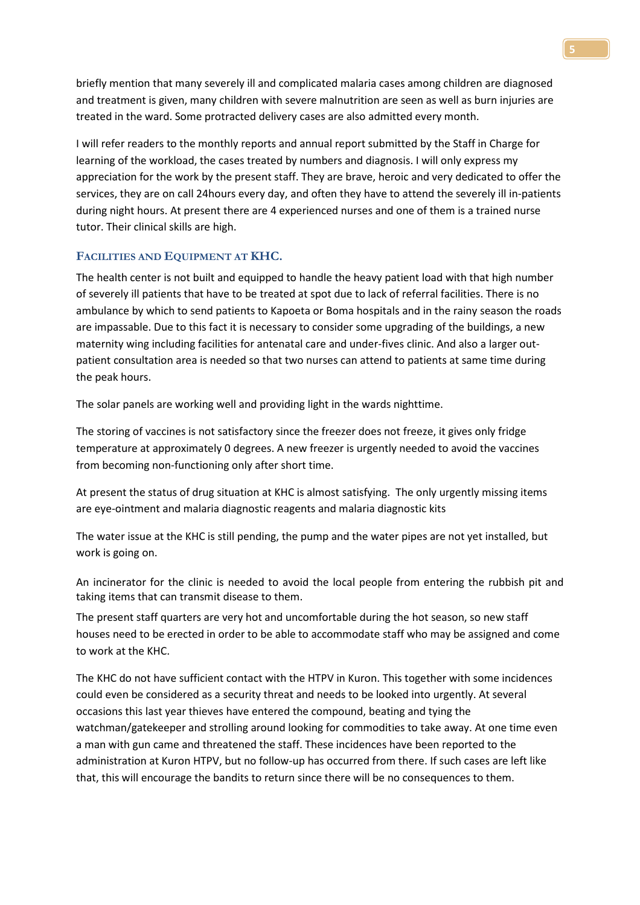briefly mention that many severely ill and complicated malaria cases among children are diagnosed and treatment is given, many children with severe malnutrition are seen as well as burn injuries are treated in the ward. Some protracted delivery cases are also admitted every month.

I will refer readers to the monthly reports and annual report submitted by the Staff in Charge for learning of the workload, the cases treated by numbers and diagnosis. I will only express my appreciation for the work by the present staff. They are brave, heroic and very dedicated to offer the services, they are on call 24hours every day, and often they have to attend the severely ill in-patients during night hours. At present there are 4 experienced nurses and one of them is a trained nurse tutor. Their clinical skills are high.

### Facilities and Equipment at KHC.

The health center is not built and equipped to handle the heavy patient load with that high number of severely ill patients that have to be treated at spot due to lack of referral facilities. There is no ambulance by which to send patients to Kapoeta or Boma hospitals and in the rainy season the roads are impassable. Due to this fact it is necessary to consider some upgrading of the buildings, a new maternity wing including facilities for antenatal care and under-fives clinic. And also a larger out-patient consultation area is needed so that two nurses can attend to patients at same time during the peak hours.

The solar panels are working well and providing light in the wards nighttime.

The storing of vaccines is not satisfactory since the freezer does not freeze, it gives only fridge temperature at approximately 0 degrees. A new freezer is urgently needed to avoid the vaccines from becoming non-functioning only after short time.

At present the status of drug situation at KHC is almost satisfying. The only urgently missing items are eye-ointment and malaria diagnostic reagents and malaria diagnostic kits

The water issue at the KHC is still pending, the pump and the water pipes are not yet installed, but work is going on.

An incinerator for the clinic is needed to avoid the local people from entering the rubbish pit and taking items that can transmit disease to them.

The present staff quarters are very hot and uncomfortable during the hot season, so new staff houses need to be erected in order to be able to accommodate staff who may be assigned and come to work at the KHC.

The KHC do not have sufficient contact with the HTPV in Kuron. This together with some incidences could even be considered as a security threat and needs to be looked into urgently. At several occasions this last year thieves have entered the compound, beating and tying the watchman/gatekeeper and strolling around looking for commodities to take away. At one time even a man with gun came and threatened the staff. These incidences have been reported to the administration at Kuron HTPV, but no follow-up has occurred from there. If such cases are left like that, this will encourage the bandits to return since there will be no consequences to them.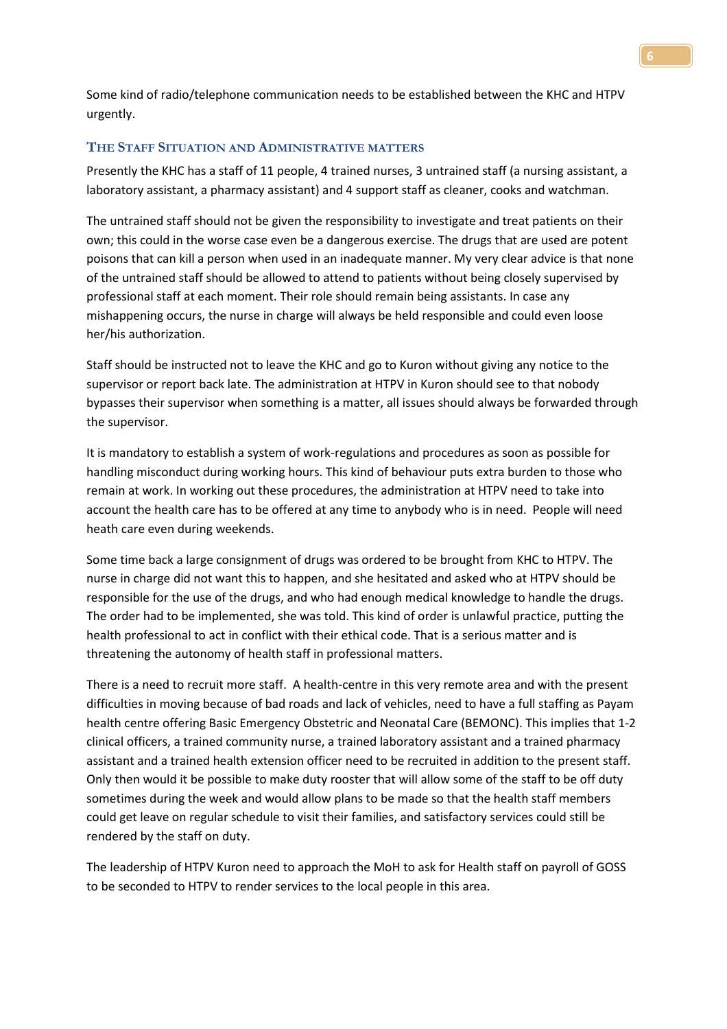Some kind of radio/telephone communication needs to be established between the KHC and HTPV urgently.

### The Staff Situation and Administrative matters

Presently the KHC has a staff of 11 people, 4 trained nurses, 3 untrained staff (a nursing assistant, a laboratory assistant, a pharmacy assistant) and 4 support staff as cleaner, cooks and watchman.

The untrained staff should not be given the responsibility to investigate and treat patients on their own; this could in the worse case even be a dangerous exercise. The drugs that are used are potent poisons that can kill a person when used in an inadequate manner. My very clear advice is that none of the untrained staff should be allowed to attend to patients without being closely supervised by professional staff at each moment. Their role should remain being assistants. In case any mishappening occurs, the nurse in charge will always be held responsible and could even loose her/his authorization.

Staff should be instructed not to leave the KHC and go to Kuron without giving any notice to the supervisor or report back late. The administration at HTPV in Kuron should see to that nobody bypasses their supervisor when something is a matter, all issues should always be forwarded through the supervisor.

It is mandatory to establish a system of work-regulations and procedures as soon as possible for handling misconduct during working hours. This kind of behaviour puts extra burden to those who remain at work. In working out these procedures, the administration at HTPV need to take into account the health care has to be offered at any time to anybody who is in need. People will need heath care even during weekends.

Some time back a large consignment of drugs was ordered to be brought from KHC to HTPV. The nurse in charge did not want this to happen, and she hesitated and asked who at HTPV should be responsible for the use of the drugs, and who had enough medical knowledge to handle the drugs. The order had to be implemented, she was told. This kind of order is unlawful practice, putting the health professional to act in conflict with their ethical code. That is a serious matter and is threatening the autonomy of health staff in professional matters.

There is a need to recruit more staff. A health-centre in this very remote area and with the present difficulties in moving because of bad roads and lack of vehicles, need to have a full staffing as Payam health centre offering Basic Emergency Obstetric and Neonatal Care (BEMONC). This implies that 1-2 clinical officers, a trained community nurse, a trained laboratory assistant and a trained pharmacy assistant and a trained health extension officer need to be recruited in addition to the present staff. Only then would it be possible to make duty rooster that will allow some of the staff to be off duty sometimes during the week and would allow plans to be made so that the health staff members could get leave on regular schedule to visit their families, and satisfactory services could still be rendered by the staff on duty.

The leadership of HTPV Kuron need to approach the MoH to ask for Health staff on payroll of GOSS to be seconded to HTPV to render services to the local people in this area.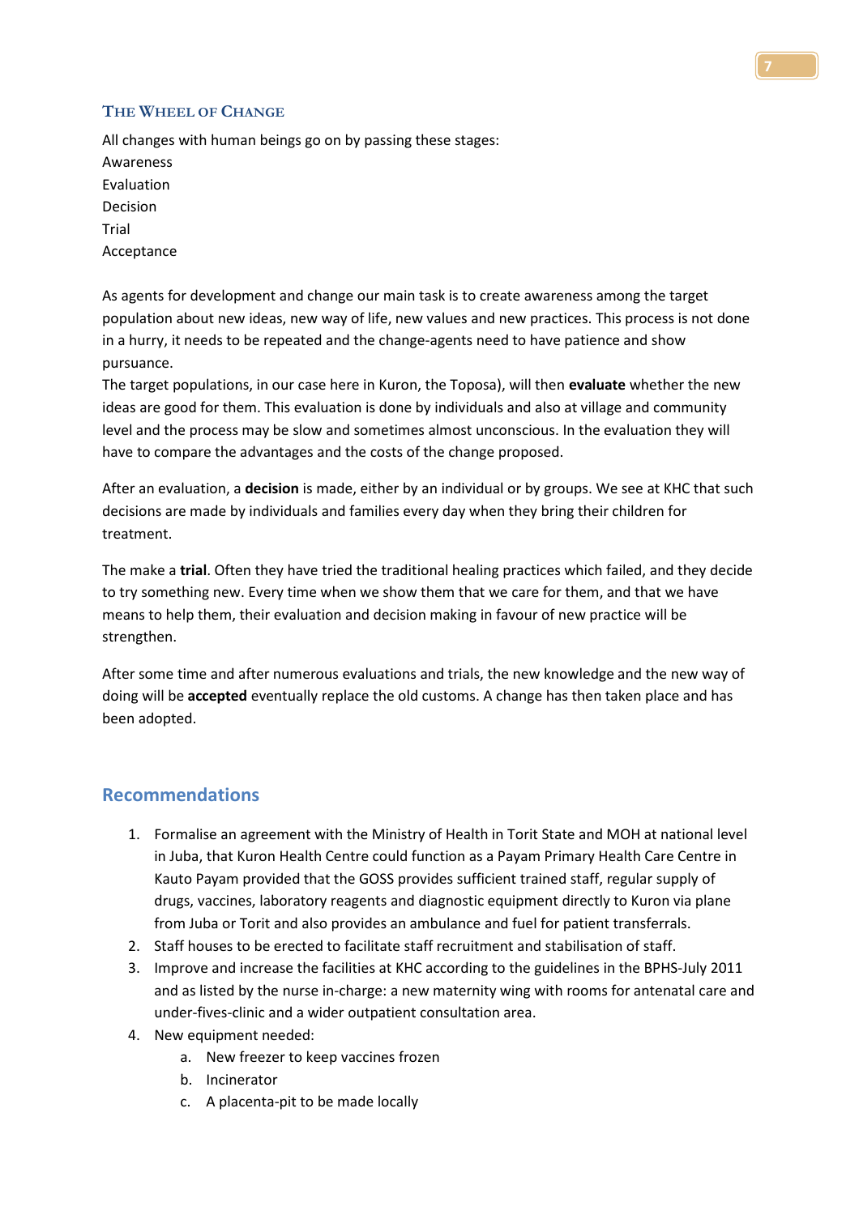### The Wheel of Change

All changes with human beings go on by passing these stages:
Awareness
Evaluation
Decision
Trial
Acceptance

As agents for development and change our main task is to create awareness among the target population about new ideas, new way of life, new values and new practices. This process is not done in a hurry, it needs to be repeated and the change-agents need to have patience and show pursuance.
The target populations, in our case here in Kuron, the Toposa), will then **evaluate** whether the new ideas are good for them. This evaluation is done by individuals and also at village and community level and the process may be slow and sometimes almost unconscious. In the evaluation they will have to compare the advantages and the costs of the change proposed.

After an evaluation, a **decision** is made, either by an individual or by groups. We see at KHC that such decisions are made by individuals and families every day when they bring their children for treatment.

The make a **trial**. Often they have tried the traditional healing practices which failed, and they decide to try something new. Every time when we show them that we care for them, and that we have means to help them, their evaluation and decision making in favour of new practice will be strengthen.

After some time and after numerous evaluations and trials, the new knowledge and the new way of doing will be **accepted** eventually replace the old customs. A change has then taken place and has been adopted.

## Recommendations

1. Formalise an agreement with the Ministry of Health in Torit State and MOH at national level in Juba, that Kuron Health Centre could function as a Payam Primary Health Care Centre in Kauto Payam provided that the GOSS provides sufficient trained staff, regular supply of drugs, vaccines, laboratory reagents and diagnostic equipment directly to Kuron via plane from Juba or Torit and also provides an ambulance and fuel for patient transferrals.
2. Staff houses to be erected to facilitate staff recruitment and stabilisation of staff.
3. Improve and increase the facilities at KHC according to the guidelines in the BPHS-July 2011 and as listed by the nurse in-charge: a new maternity wing with rooms for antenatal care and under-fives-clinic and a wider outpatient consultation area.
4. New equipment needed:
    a. New freezer to keep vaccines frozen
    b. Incinerator
    c. A placenta-pit to be made locally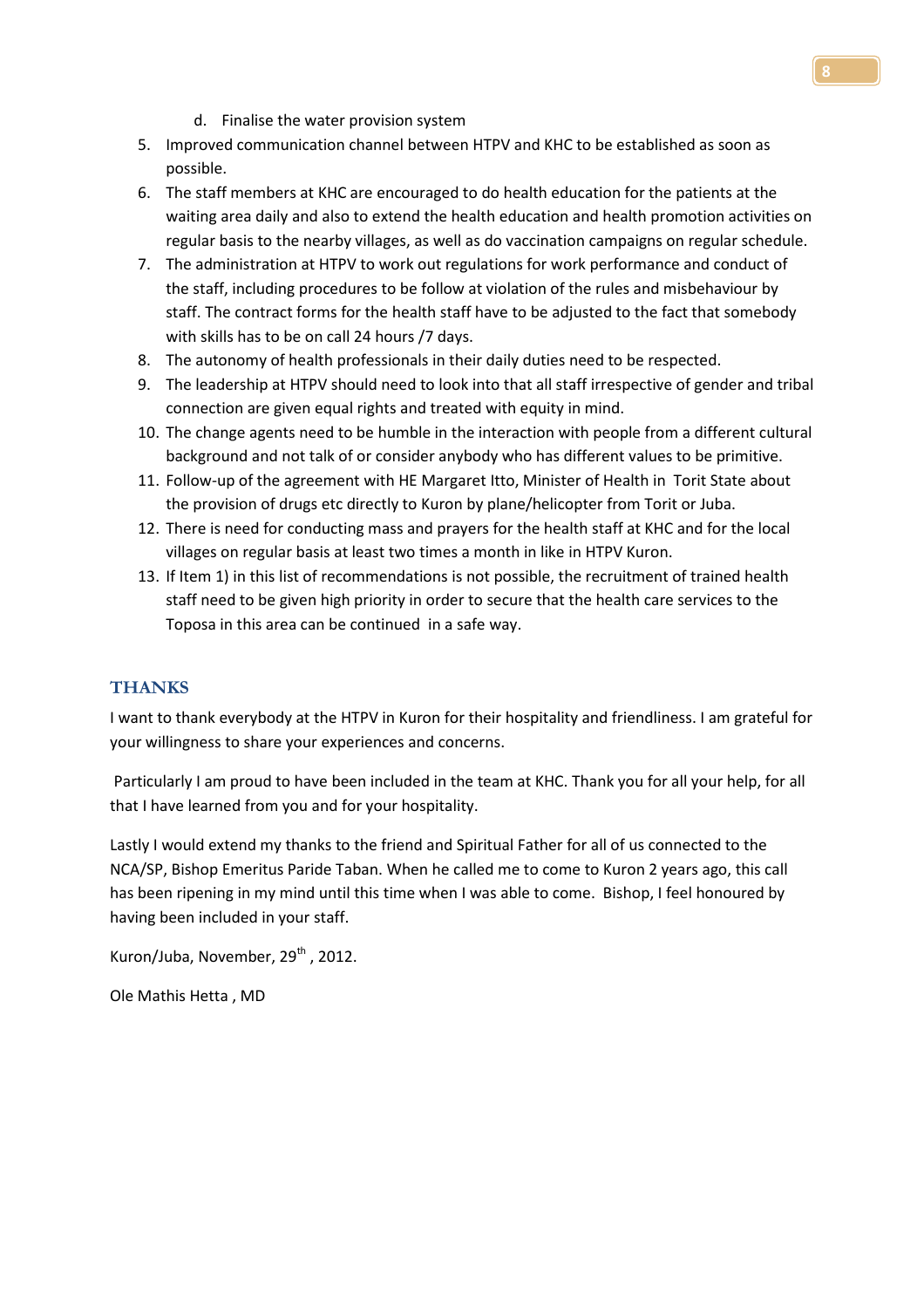d. Finalise the water provision system

5. Improved communication channel between HTPV and KHC to be established as soon as possible.
6. The staff members at KHC are encouraged to do health education for the patients at the waiting area daily and also to extend the health education and health promotion activities on regular basis to the nearby villages, as well as do vaccination campaigns on regular schedule.
7. The administration at HTPV to work out regulations for work performance and conduct of the staff, including procedures to be follow at violation of the rules and misbehaviour by staff. The contract forms for the health staff have to be adjusted to the fact that somebody with skills has to be on call 24 hours /7 days.
8. The autonomy of health professionals in their daily duties need to be respected.
9. The leadership at HTPV should need to look into that all staff irrespective of gender and tribal connection are given equal rights and treated with equity in mind.
10. The change agents need to be humble in the interaction with people from a different cultural background and not talk of or consider anybody who has different values to be primitive.
11. Follow-up of the agreement with HE Margaret Itto, Minister of Health in Torit State about the provision of drugs etc directly to Kuron by plane/helicopter from Torit or Juba.
12. There is need for conducting mass and prayers for the health staff at KHC and for the local villages on regular basis at least two times a month in like in HTPV Kuron.
13. If Item 1) in this list of recommendations is not possible, the recruitment of trained health staff need to be given high priority in order to secure that the health care services to the Toposa in this area can be continued in a safe way.

## THANKS

I want to thank everybody at the HTPV in Kuron for their hospitality and friendliness. I am grateful for your willingness to share your experiences and concerns.

Particularly I am proud to have been included in the team at KHC. Thank you for all your help, for all that I have learned from you and for your hospitality.

Lastly I would extend my thanks to the friend and Spiritual Father for all of us connected to the NCA/SP, Bishop Emeritus Paride Taban. When he called me to come to Kuron 2 years ago, this call has been ripening in my mind until this time when I was able to come. Bishop, I feel honoured by having been included in your staff.

Kuron/Juba, November, 29th , 2012.

Ole Mathis Hetta , MD